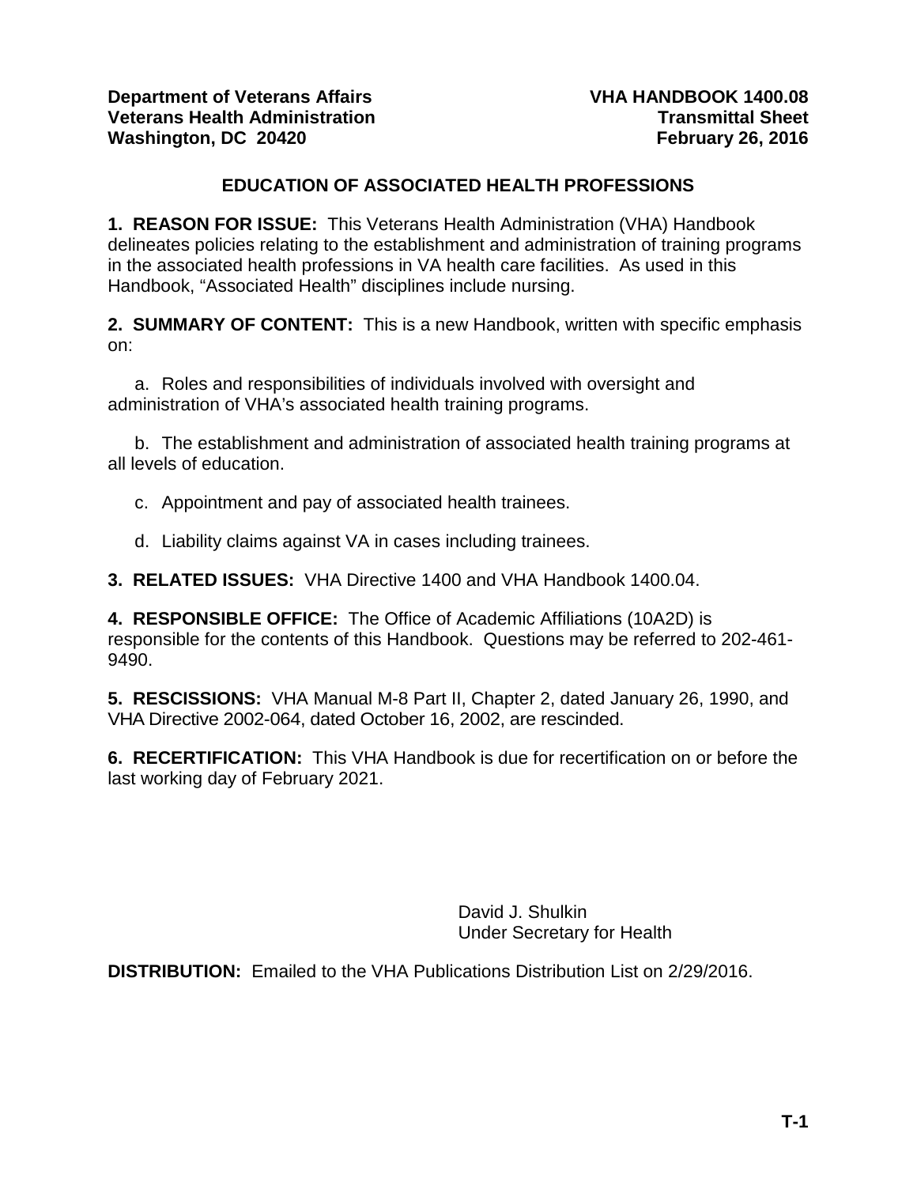**Department of Veterans Affairs**
**Veterans Health Administration**
**Washington, DC 20420**

**VHA HANDBOOK 1400.08**
**Transmittal Sheet**
**February 26, 2016**

# EDUCATION OF ASSOCIATED HEALTH PROFESSIONS

**1. REASON FOR ISSUE:** This Veterans Health Administration (VHA) Handbook delineates policies relating to the establishment and administration of training programs in the associated health professions in VA health care facilities. As used in this Handbook, "Associated Health" disciplines include nursing.

**2. SUMMARY OF CONTENT:** This is a new Handbook, written with specific emphasis on:

a. Roles and responsibilities of individuals involved with oversight and administration of VHA's associated health training programs.

b. The establishment and administration of associated health training programs at all levels of education.

c. Appointment and pay of associated health trainees.

d. Liability claims against VA in cases including trainees.

**3. RELATED ISSUES:** VHA Directive 1400 and VHA Handbook 1400.04.

**4. RESPONSIBLE OFFICE:** The Office of Academic Affiliations (10A2D) is responsible for the contents of this Handbook. Questions may be referred to 202-461-9490.

**5. RESCISSIONS:** VHA Manual M-8 Part II, Chapter 2, dated January 26, 1990, and VHA Directive 2002-064, dated October 16, 2002, are rescinded.

**6. RECERTIFICATION:** This VHA Handbook is due for recertification on or before the last working day of February 2021.

David J. Shulkin
Under Secretary for Health

**DISTRIBUTION:** Emailed to the VHA Publications Distribution List on 2/29/2016.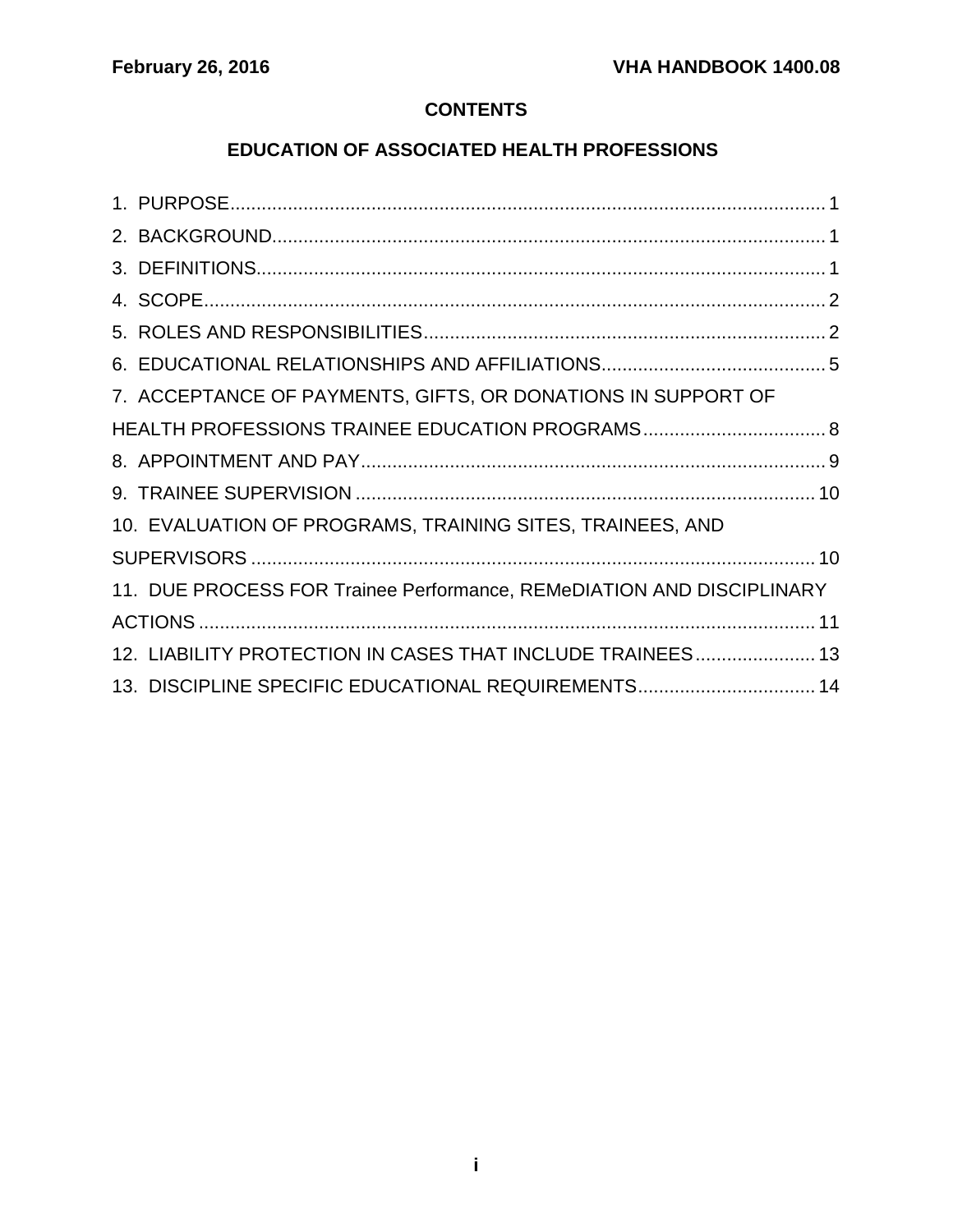# CONTENTS

## EDUCATION OF ASSOCIATED HEALTH PROFESSIONS

1. PURPOSE.................................................................................................................. 1
2. BACKGROUND.......................................................................................................... 1
3. DEFINITIONS............................................................................................................ 1
4. SCOPE...................................................................................................................... 2
5. ROLES AND RESPONSIBILITIES............................................................................. 2
6. EDUCATIONAL RELATIONSHIPS AND AFFILIATIONS........................................... 5
7. ACCEPTANCE OF PAYMENTS, GIFTS, OR DONATIONS IN SUPPORT OF HEALTH PROFESSIONS TRAINEE EDUCATION PROGRAMS................................... 8
8. APPOINTMENT AND PAY......................................................................................... 9
9. TRAINEE SUPERVISION ........................................................................................ 10
10. EVALUATION OF PROGRAMS, TRAINING SITES, TRAINEES, AND SUPERVISORS ............................................................................................................ 10
11. DUE PROCESS FOR Trainee Performance, REMeDIATION AND DISCIPLINARY ACTIONS ...................................................................................................................... 11
12. LIABILITY PROTECTION IN CASES THAT INCLUDE TRAINEES....................... 13
13. DISCIPLINE SPECIFIC EDUCATIONAL REQUIREMENTS.................................. 14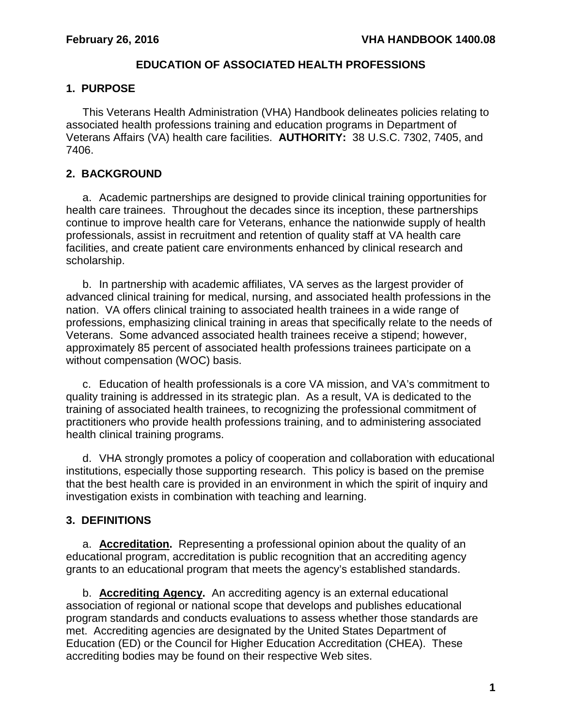## EDUCATION OF ASSOCIATED HEALTH PROFESSIONS

### 1. PURPOSE

This Veterans Health Administration (VHA) Handbook delineates policies relating to associated health professions training and education programs in Department of Veterans Affairs (VA) health care facilities. **AUTHORITY:** 38 U.S.C. 7302, 7405, and 7406.

### 2. BACKGROUND

a. Academic partnerships are designed to provide clinical training opportunities for health care trainees. Throughout the decades since its inception, these partnerships continue to improve health care for Veterans, enhance the nationwide supply of health professionals, assist in recruitment and retention of quality staff at VA health care facilities, and create patient care environments enhanced by clinical research and scholarship.

b. In partnership with academic affiliates, VA serves as the largest provider of advanced clinical training for medical, nursing, and associated health professions in the nation. VA offers clinical training to associated health trainees in a wide range of professions, emphasizing clinical training in areas that specifically relate to the needs of Veterans. Some advanced associated health trainees receive a stipend; however, approximately 85 percent of associated health professions trainees participate on a without compensation (WOC) basis.

c. Education of health professionals is a core VA mission, and VA's commitment to quality training is addressed in its strategic plan. As a result, VA is dedicated to the training of associated health trainees, to recognizing the professional commitment of practitioners who provide health professions training, and to administering associated health clinical training programs.

d. VHA strongly promotes a policy of cooperation and collaboration with educational institutions, especially those supporting research. This policy is based on the premise that the best health care is provided in an environment in which the spirit of inquiry and investigation exists in combination with teaching and learning.

### 3. DEFINITIONS

a. **Accreditation.** Representing a professional opinion about the quality of an educational program, accreditation is public recognition that an accrediting agency grants to an educational program that meets the agency's established standards.

b. **Accrediting Agency.** An accrediting agency is an external educational association of regional or national scope that develops and publishes educational program standards and conducts evaluations to assess whether those standards are met. Accrediting agencies are designated by the United States Department of Education (ED) or the Council for Higher Education Accreditation (CHEA). These accrediting bodies may be found on their respective Web sites.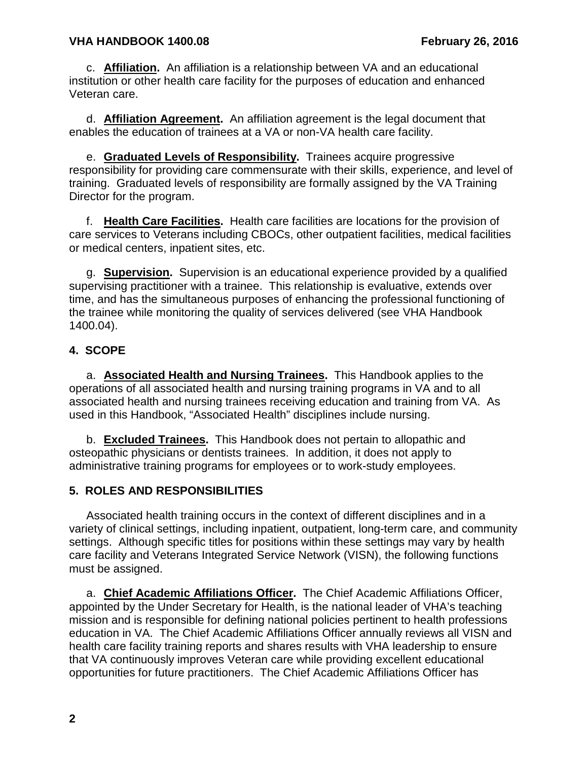c. **Affiliation.** An affiliation is a relationship between VA and an educational institution or other health care facility for the purposes of education and enhanced Veteran care.

d. **Affiliation Agreement.** An affiliation agreement is the legal document that enables the education of trainees at a VA or non-VA health care facility.

e. **Graduated Levels of Responsibility.** Trainees acquire progressive responsibility for providing care commensurate with their skills, experience, and level of training. Graduated levels of responsibility are formally assigned by the VA Training Director for the program.

f. **Health Care Facilities.** Health care facilities are locations for the provision of care services to Veterans including CBOCs, other outpatient facilities, medical facilities or medical centers, inpatient sites, etc.

g. **Supervision.** Supervision is an educational experience provided by a qualified supervising practitioner with a trainee. This relationship is evaluative, extends over time, and has the simultaneous purposes of enhancing the professional functioning of the trainee while monitoring the quality of services delivered (see VHA Handbook 1400.04).

## 4. SCOPE

a. **Associated Health and Nursing Trainees.** This Handbook applies to the operations of all associated health and nursing training programs in VA and to all associated health and nursing trainees receiving education and training from VA. As used in this Handbook, "Associated Health" disciplines include nursing.

b. **Excluded Trainees.** This Handbook does not pertain to allopathic and osteopathic physicians or dentists trainees. In addition, it does not apply to administrative training programs for employees or to work-study employees.

## 5. ROLES AND RESPONSIBILITIES

Associated health training occurs in the context of different disciplines and in a variety of clinical settings, including inpatient, outpatient, long-term care, and community settings. Although specific titles for positions within these settings may vary by health care facility and Veterans Integrated Service Network (VISN), the following functions must be assigned.

a. **Chief Academic Affiliations Officer.** The Chief Academic Affiliations Officer, appointed by the Under Secretary for Health, is the national leader of VHA's teaching mission and is responsible for defining national policies pertinent to health professions education in VA. The Chief Academic Affiliations Officer annually reviews all VISN and health care facility training reports and shares results with VHA leadership to ensure that VA continuously improves Veteran care while providing excellent educational opportunities for future practitioners. The Chief Academic Affiliations Officer has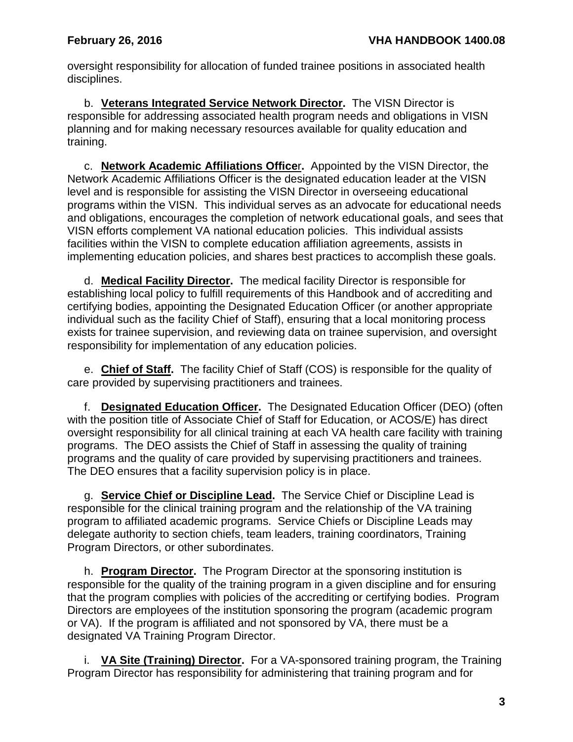oversight responsibility for allocation of funded trainee positions in associated health disciplines.

b. **Veterans Integrated Service Network Director.** The VISN Director is responsible for addressing associated health program needs and obligations in VISN planning and for making necessary resources available for quality education and training.

c. **Network Academic Affiliations Officer.** Appointed by the VISN Director, the Network Academic Affiliations Officer is the designated education leader at the VISN level and is responsible for assisting the VISN Director in overseeing educational programs within the VISN. This individual serves as an advocate for educational needs and obligations, encourages the completion of network educational goals, and sees that VISN efforts complement VA national education policies. This individual assists facilities within the VISN to complete education affiliation agreements, assists in implementing education policies, and shares best practices to accomplish these goals.

d. **Medical Facility Director.** The medical facility Director is responsible for establishing local policy to fulfill requirements of this Handbook and of accrediting and certifying bodies, appointing the Designated Education Officer (or another appropriate individual such as the facility Chief of Staff), ensuring that a local monitoring process exists for trainee supervision, and reviewing data on trainee supervision, and oversight responsibility for implementation of any education policies.

e. **Chief of Staff.** The facility Chief of Staff (COS) is responsible for the quality of care provided by supervising practitioners and trainees.

f. **Designated Education Officer.** The Designated Education Officer (DEO) (often with the position title of Associate Chief of Staff for Education, or ACOS/E) has direct oversight responsibility for all clinical training at each VA health care facility with training programs. The DEO assists the Chief of Staff in assessing the quality of training programs and the quality of care provided by supervising practitioners and trainees. The DEO ensures that a facility supervision policy is in place.

g. **Service Chief or Discipline Lead.** The Service Chief or Discipline Lead is responsible for the clinical training program and the relationship of the VA training program to affiliated academic programs. Service Chiefs or Discipline Leads may delegate authority to section chiefs, team leaders, training coordinators, Training Program Directors, or other subordinates.

h. **Program Director.** The Program Director at the sponsoring institution is responsible for the quality of the training program in a given discipline and for ensuring that the program complies with policies of the accrediting or certifying bodies. Program Directors are employees of the institution sponsoring the program (academic program or VA). If the program is affiliated and not sponsored by VA, there must be a designated VA Training Program Director.

i. **VA Site (Training) Director.** For a VA-sponsored training program, the Training Program Director has responsibility for administering that training program and for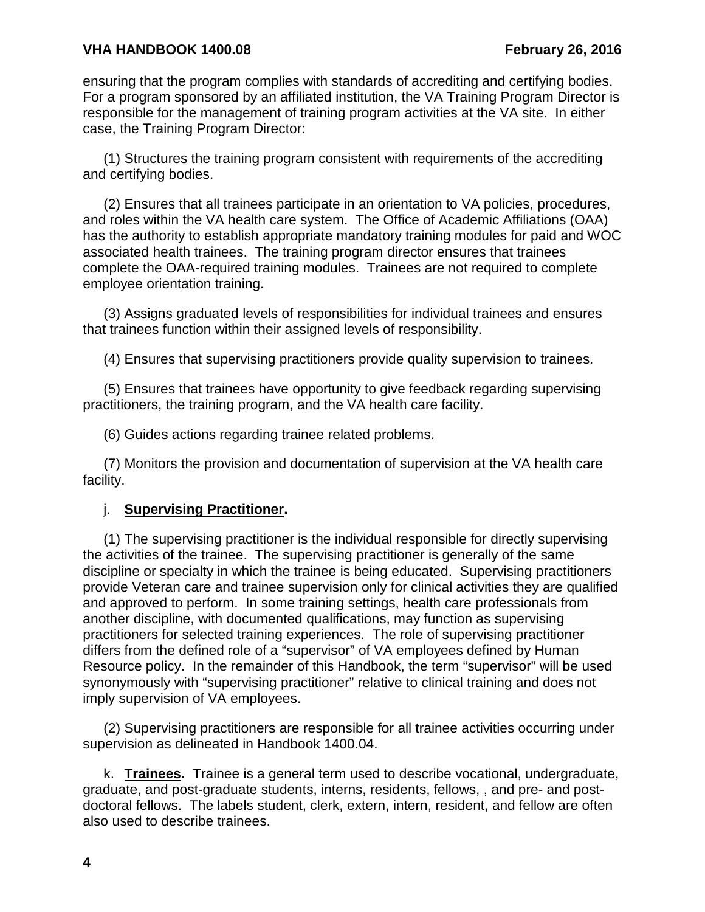ensuring that the program complies with standards of accrediting and certifying bodies. For a program sponsored by an affiliated institution, the VA Training Program Director is responsible for the management of training program activities at the VA site. In either case, the Training Program Director:

(1) Structures the training program consistent with requirements of the accrediting and certifying bodies.

(2) Ensures that all trainees participate in an orientation to VA policies, procedures, and roles within the VA health care system. The Office of Academic Affiliations (OAA) has the authority to establish appropriate mandatory training modules for paid and WOC associated health trainees. The training program director ensures that trainees complete the OAA-required training modules. Trainees are not required to complete employee orientation training.

(3) Assigns graduated levels of responsibilities for individual trainees and ensures that trainees function within their assigned levels of responsibility.

(4) Ensures that supervising practitioners provide quality supervision to trainees.

(5) Ensures that trainees have opportunity to give feedback regarding supervising practitioners, the training program, and the VA health care facility.

(6) Guides actions regarding trainee related problems.

(7) Monitors the provision and documentation of supervision at the VA health care facility.

j. **Supervising Practitioner.**

(1) The supervising practitioner is the individual responsible for directly supervising the activities of the trainee. The supervising practitioner is generally of the same discipline or specialty in which the trainee is being educated. Supervising practitioners provide Veteran care and trainee supervision only for clinical activities they are qualified and approved to perform. In some training settings, health care professionals from another discipline, with documented qualifications, may function as supervising practitioners for selected training experiences. The role of supervising practitioner differs from the defined role of a "supervisor" of VA employees defined by Human Resource policy. In the remainder of this Handbook, the term "supervisor" will be used synonymously with "supervising practitioner" relative to clinical training and does not imply supervision of VA employees.

(2) Supervising practitioners are responsible for all trainee activities occurring under supervision as delineated in Handbook 1400.04.

k. **Trainees.** Trainee is a general term used to describe vocational, undergraduate, graduate, and post-graduate students, interns, residents, fellows, , and pre- and post-doctoral fellows. The labels student, clerk, extern, intern, resident, and fellow are often also used to describe trainees.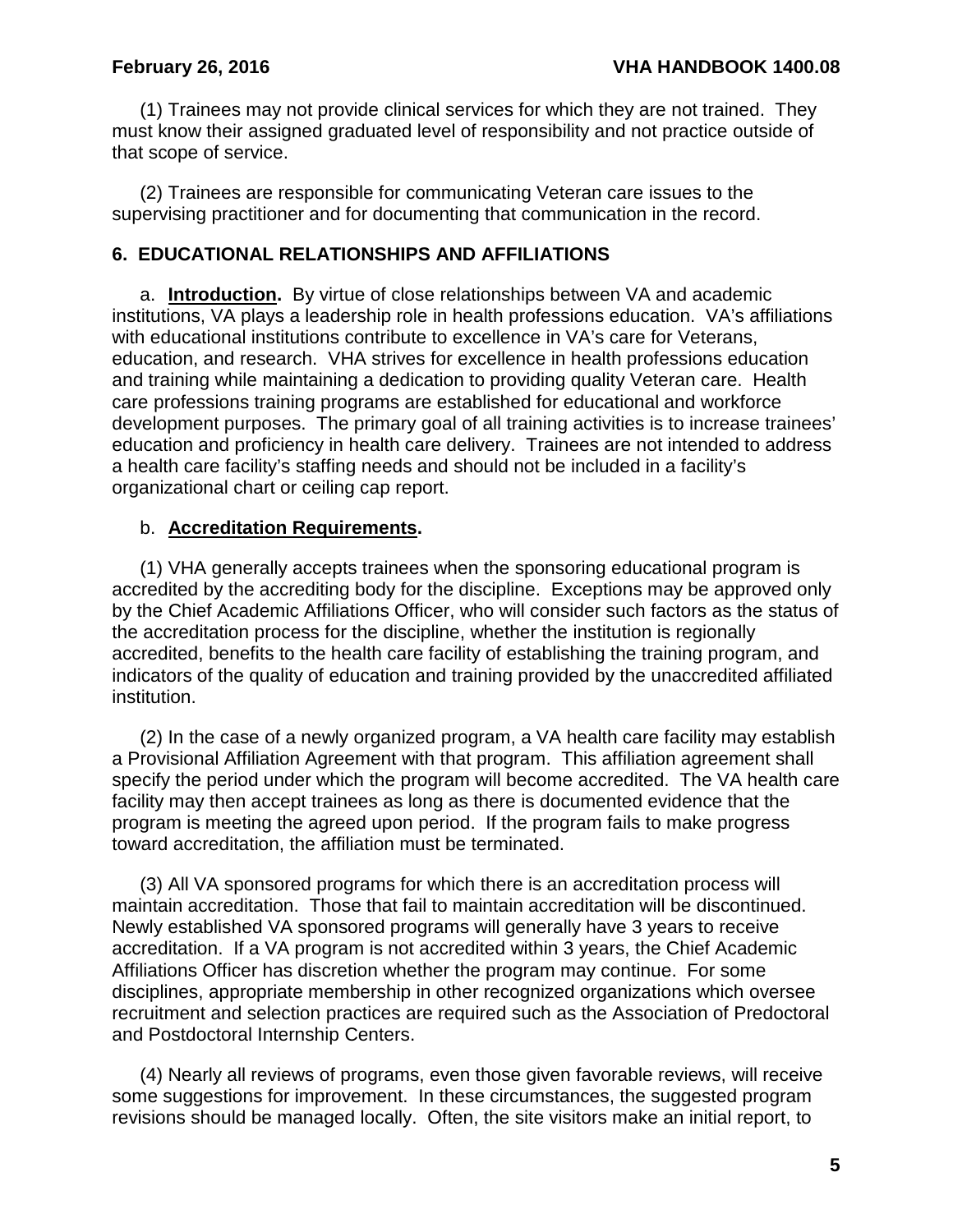(1) Trainees may not provide clinical services for which they are not trained. They must know their assigned graduated level of responsibility and not practice outside of that scope of service.

(2) Trainees are responsible for communicating Veteran care issues to the supervising practitioner and for documenting that communication in the record.

## 6. EDUCATIONAL RELATIONSHIPS AND AFFILIATIONS

a. **Introduction.** By virtue of close relationships between VA and academic institutions, VA plays a leadership role in health professions education. VA's affiliations with educational institutions contribute to excellence in VA's care for Veterans, education, and research. VHA strives for excellence in health professions education and training while maintaining a dedication to providing quality Veteran care. Health care professions training programs are established for educational and workforce development purposes. The primary goal of all training activities is to increase trainees' education and proficiency in health care delivery. Trainees are not intended to address a health care facility's staffing needs and should not be included in a facility's organizational chart or ceiling cap report.

b. **Accreditation Requirements.**

(1) VHA generally accepts trainees when the sponsoring educational program is accredited by the accrediting body for the discipline. Exceptions may be approved only by the Chief Academic Affiliations Officer, who will consider such factors as the status of the accreditation process for the discipline, whether the institution is regionally accredited, benefits to the health care facility of establishing the training program, and indicators of the quality of education and training provided by the unaccredited affiliated institution.

(2) In the case of a newly organized program, a VA health care facility may establish a Provisional Affiliation Agreement with that program. This affiliation agreement shall specify the period under which the program will become accredited. The VA health care facility may then accept trainees as long as there is documented evidence that the program is meeting the agreed upon period. If the program fails to make progress toward accreditation, the affiliation must be terminated.

(3) All VA sponsored programs for which there is an accreditation process will maintain accreditation. Those that fail to maintain accreditation will be discontinued. Newly established VA sponsored programs will generally have 3 years to receive accreditation. If a VA program is not accredited within 3 years, the Chief Academic Affiliations Officer has discretion whether the program may continue. For some disciplines, appropriate membership in other recognized organizations which oversee recruitment and selection practices are required such as the Association of Predoctoral and Postdoctoral Internship Centers.

(4) Nearly all reviews of programs, even those given favorable reviews, will receive some suggestions for improvement. In these circumstances, the suggested program revisions should be managed locally. Often, the site visitors make an initial report, to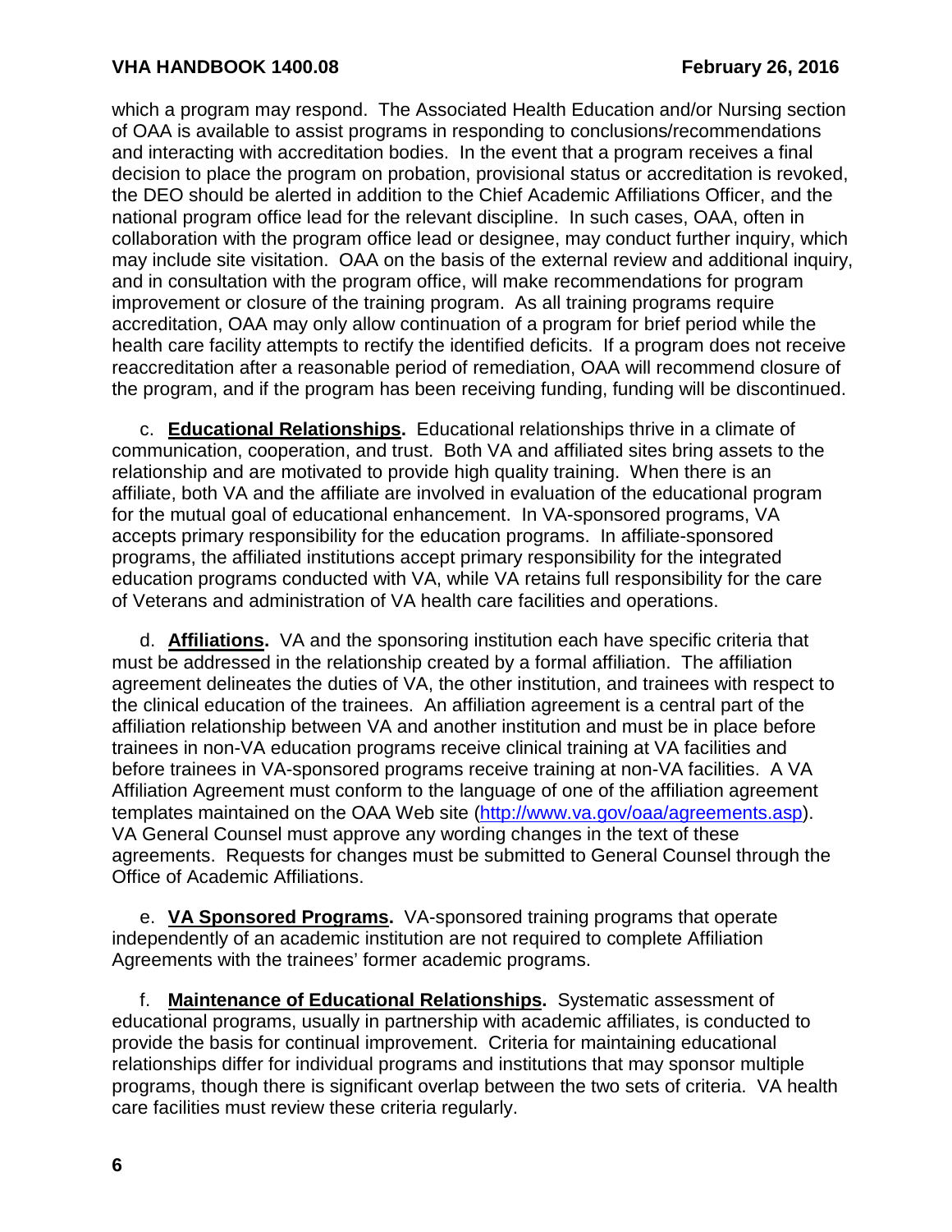which a program may respond. The Associated Health Education and/or Nursing section of OAA is available to assist programs in responding to conclusions/recommendations and interacting with accreditation bodies. In the event that a program receives a final decision to place the program on probation, provisional status or accreditation is revoked, the DEO should be alerted in addition to the Chief Academic Affiliations Officer, and the national program office lead for the relevant discipline. In such cases, OAA, often in collaboration with the program office lead or designee, may conduct further inquiry, which may include site visitation. OAA on the basis of the external review and additional inquiry, and in consultation with the program office, will make recommendations for program improvement or closure of the training program. As all training programs require accreditation, OAA may only allow continuation of a program for brief period while the health care facility attempts to rectify the identified deficits. If a program does not receive reaccreditation after a reasonable period of remediation, OAA will recommend closure of the program, and if the program has been receiving funding, funding will be discontinued.

c. **Educational Relationships.** Educational relationships thrive in a climate of communication, cooperation, and trust. Both VA and affiliated sites bring assets to the relationship and are motivated to provide high quality training. When there is an affiliate, both VA and the affiliate are involved in evaluation of the educational program for the mutual goal of educational enhancement. In VA-sponsored programs, VA accepts primary responsibility for the education programs. In affiliate-sponsored programs, the affiliated institutions accept primary responsibility for the integrated education programs conducted with VA, while VA retains full responsibility for the care of Veterans and administration of VA health care facilities and operations.

d. **Affiliations.** VA and the sponsoring institution each have specific criteria that must be addressed in the relationship created by a formal affiliation. The affiliation agreement delineates the duties of VA, the other institution, and trainees with respect to the clinical education of the trainees. An affiliation agreement is a central part of the affiliation relationship between VA and another institution and must be in place before trainees in non-VA education programs receive clinical training at VA facilities and before trainees in VA-sponsored programs receive training at non-VA facilities. A VA Affiliation Agreement must conform to the language of one of the affiliation agreement templates maintained on the OAA Web site (http://www.va.gov/oaa/agreements.asp). VA General Counsel must approve any wording changes in the text of these agreements. Requests for changes must be submitted to General Counsel through the Office of Academic Affiliations.

e. **VA Sponsored Programs.** VA-sponsored training programs that operate independently of an academic institution are not required to complete Affiliation Agreements with the trainees' former academic programs.

f. **Maintenance of Educational Relationships.** Systematic assessment of educational programs, usually in partnership with academic affiliates, is conducted to provide the basis for continual improvement. Criteria for maintaining educational relationships differ for individual programs and institutions that may sponsor multiple programs, though there is significant overlap between the two sets of criteria. VA health care facilities must review these criteria regularly.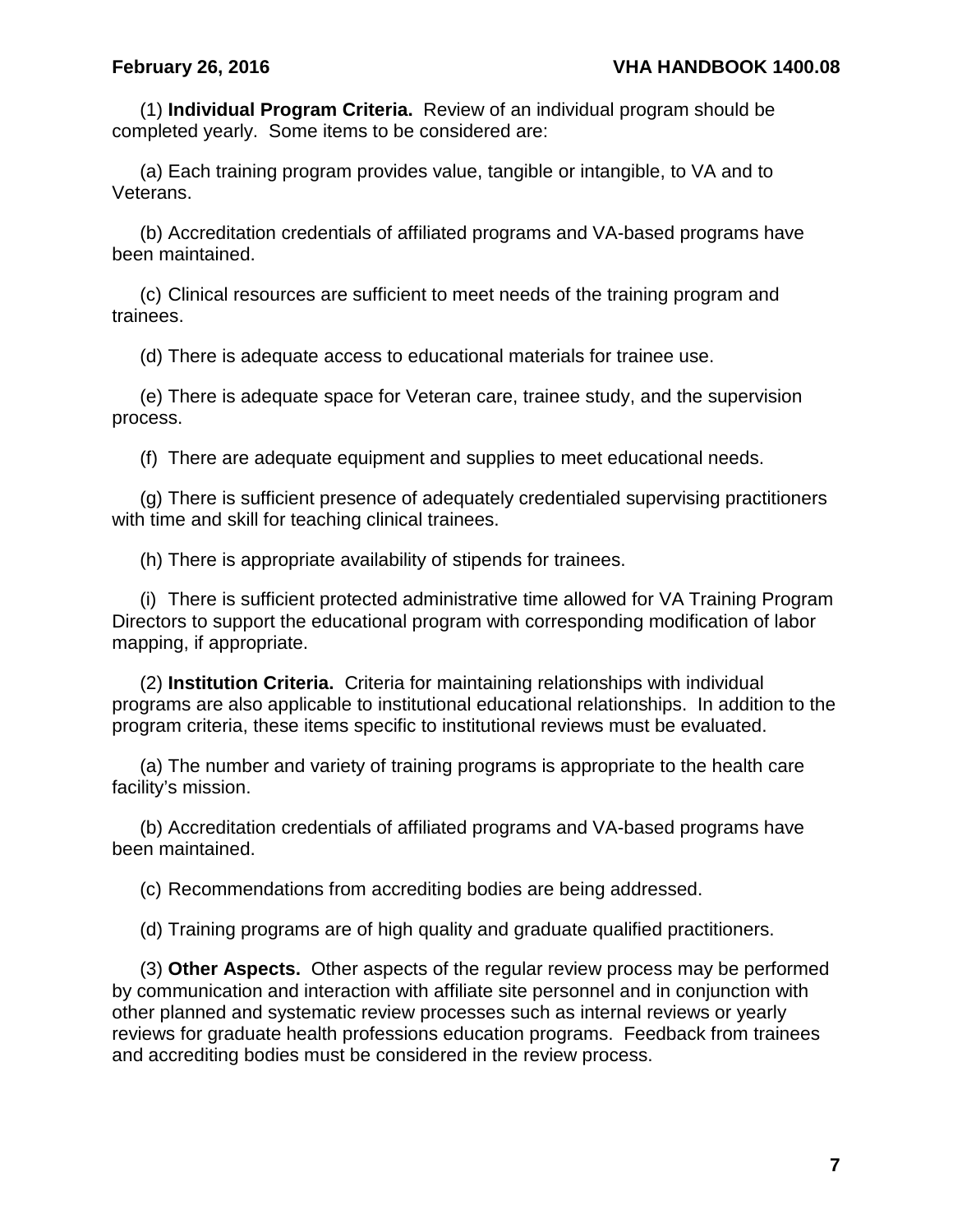(1) **Individual Program Criteria.** Review of an individual program should be completed yearly. Some items to be considered are:

(a) Each training program provides value, tangible or intangible, to VA and to Veterans.

(b) Accreditation credentials of affiliated programs and VA-based programs have been maintained.

(c) Clinical resources are sufficient to meet needs of the training program and trainees.

(d) There is adequate access to educational materials for trainee use.

(e) There is adequate space for Veteran care, trainee study, and the supervision process.

(f) There are adequate equipment and supplies to meet educational needs.

(g) There is sufficient presence of adequately credentialed supervising practitioners with time and skill for teaching clinical trainees.

(h) There is appropriate availability of stipends for trainees.

(i) There is sufficient protected administrative time allowed for VA Training Program Directors to support the educational program with corresponding modification of labor mapping, if appropriate.

(2) **Institution Criteria.** Criteria for maintaining relationships with individual programs are also applicable to institutional educational relationships. In addition to the program criteria, these items specific to institutional reviews must be evaluated.

(a) The number and variety of training programs is appropriate to the health care facility's mission.

(b) Accreditation credentials of affiliated programs and VA-based programs have been maintained.

(c) Recommendations from accrediting bodies are being addressed.

(d) Training programs are of high quality and graduate qualified practitioners.

(3) **Other Aspects.** Other aspects of the regular review process may be performed by communication and interaction with affiliate site personnel and in conjunction with other planned and systematic review processes such as internal reviews or yearly reviews for graduate health professions education programs. Feedback from trainees and accrediting bodies must be considered in the review process.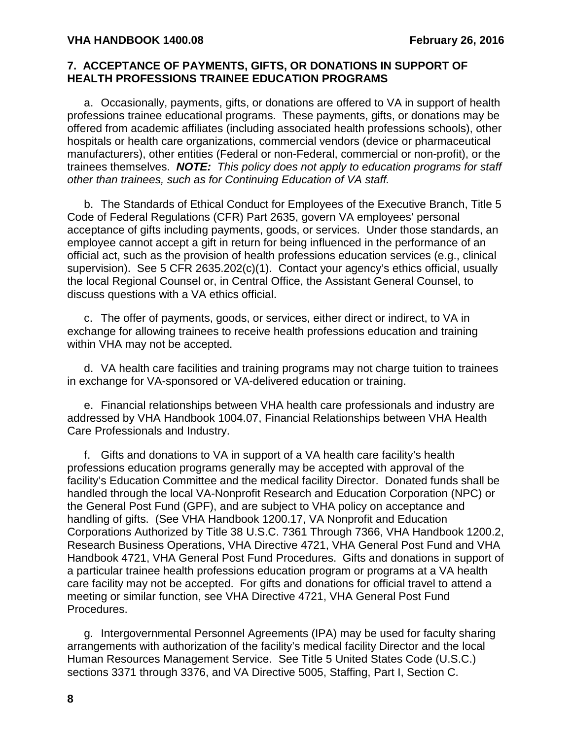## 7. ACCEPTANCE OF PAYMENTS, GIFTS, OR DONATIONS IN SUPPORT OF HEALTH PROFESSIONS TRAINEE EDUCATION PROGRAMS

a. Occasionally, payments, gifts, or donations are offered to VA in support of health professions trainee educational programs. These payments, gifts, or donations may be offered from academic affiliates (including associated health professions schools), other hospitals or health care organizations, commercial vendors (device or pharmaceutical manufacturers), other entities (Federal or non-Federal, commercial or non-profit), or the trainees themselves. ***NOTE:*** *This policy does not apply to education programs for staff other than trainees, such as for Continuing Education of VA staff.*

b. The Standards of Ethical Conduct for Employees of the Executive Branch, Title 5 Code of Federal Regulations (CFR) Part 2635, govern VA employees' personal acceptance of gifts including payments, goods, or services. Under those standards, an employee cannot accept a gift in return for being influenced in the performance of an official act, such as the provision of health professions education services (e.g., clinical supervision). See 5 CFR 2635.202(c)(1). Contact your agency's ethics official, usually the local Regional Counsel or, in Central Office, the Assistant General Counsel, to discuss questions with a VA ethics official.

c. The offer of payments, goods, or services, either direct or indirect, to VA in exchange for allowing trainees to receive health professions education and training within VHA may not be accepted.

d. VA health care facilities and training programs may not charge tuition to trainees in exchange for VA-sponsored or VA-delivered education or training.

e. Financial relationships between VHA health care professionals and industry are addressed by VHA Handbook 1004.07, Financial Relationships between VHA Health Care Professionals and Industry.

f. Gifts and donations to VA in support of a VA health care facility's health professions education programs generally may be accepted with approval of the facility's Education Committee and the medical facility Director. Donated funds shall be handled through the local VA-Nonprofit Research and Education Corporation (NPC) or the General Post Fund (GPF), and are subject to VHA policy on acceptance and handling of gifts. (See VHA Handbook 1200.17, VA Nonprofit and Education Corporations Authorized by Title 38 U.S.C. 7361 Through 7366, VHA Handbook 1200.2, Research Business Operations, VHA Directive 4721, VHA General Post Fund and VHA Handbook 4721, VHA General Post Fund Procedures. Gifts and donations in support of a particular trainee health professions education program or programs at a VA health care facility may not be accepted. For gifts and donations for official travel to attend a meeting or similar function, see VHA Directive 4721, VHA General Post Fund Procedures.

g. Intergovernmental Personnel Agreements (IPA) may be used for faculty sharing arrangements with authorization of the facility's medical facility Director and the local Human Resources Management Service. See Title 5 United States Code (U.S.C.) sections 3371 through 3376, and VA Directive 5005, Staffing, Part I, Section C.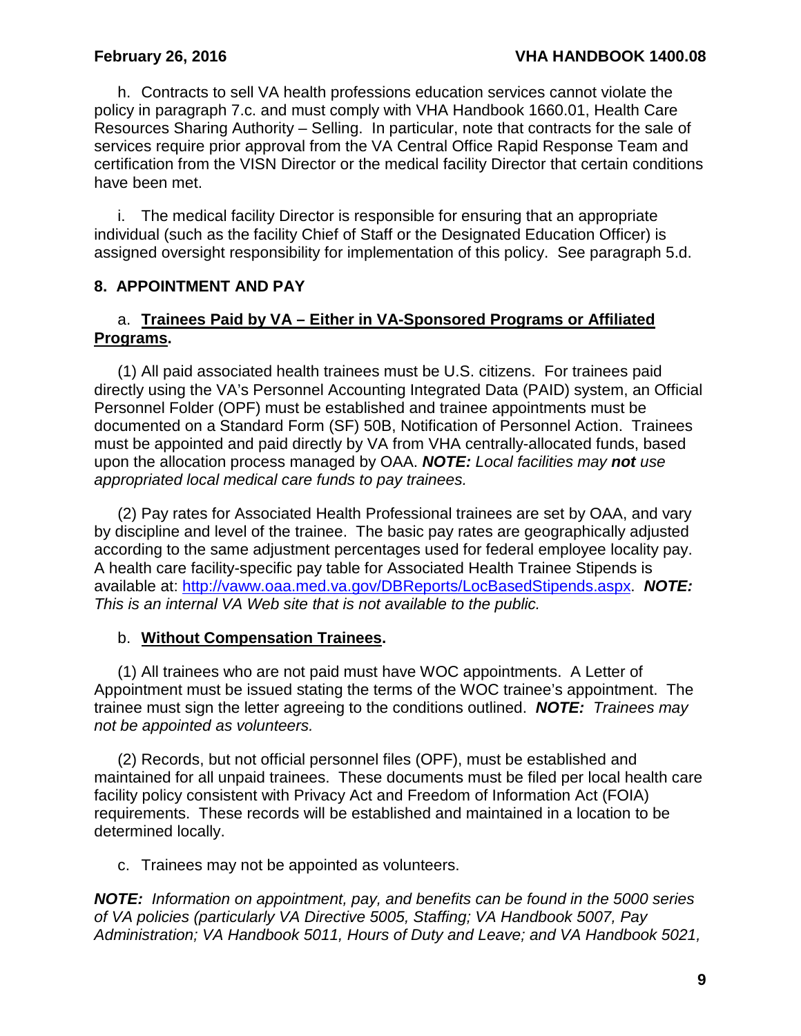h. Contracts to sell VA health professions education services cannot violate the policy in paragraph 7.c. and must comply with VHA Handbook 1660.01, Health Care Resources Sharing Authority – Selling. In particular, note that contracts for the sale of services require prior approval from the VA Central Office Rapid Response Team and certification from the VISN Director or the medical facility Director that certain conditions have been met.

i. The medical facility Director is responsible for ensuring that an appropriate individual (such as the facility Chief of Staff or the Designated Education Officer) is assigned oversight responsibility for implementation of this policy. See paragraph 5.d.

## 8. APPOINTMENT AND PAY

a. **Trainees Paid by VA – Either in VA-Sponsored Programs or Affiliated Programs.**

(1) All paid associated health trainees must be U.S. citizens. For trainees paid directly using the VA's Personnel Accounting Integrated Data (PAID) system, an Official Personnel Folder (OPF) must be established and trainee appointments must be documented on a Standard Form (SF) 50B, Notification of Personnel Action. Trainees must be appointed and paid directly by VA from VHA centrally-allocated funds, based upon the allocation process managed by OAA. ***NOTE:*** *Local facilities may* ***not*** *use appropriated local medical care funds to pay trainees.*

(2) Pay rates for Associated Health Professional trainees are set by OAA, and vary by discipline and level of the trainee. The basic pay rates are geographically adjusted according to the same adjustment percentages used for federal employee locality pay. A health care facility-specific pay table for Associated Health Trainee Stipends is available at: http://vaww.oaa.med.va.gov/DBReports/LocBasedStipends.aspx. ***NOTE:*** *This is an internal VA Web site that is not available to the public.*

b. **Without Compensation Trainees.**

(1) All trainees who are not paid must have WOC appointments. A Letter of Appointment must be issued stating the terms of the WOC trainee's appointment. The trainee must sign the letter agreeing to the conditions outlined. ***NOTE:*** *Trainees may not be appointed as volunteers.*

(2) Records, but not official personnel files (OPF), must be established and maintained for all unpaid trainees. These documents must be filed per local health care facility policy consistent with Privacy Act and Freedom of Information Act (FOIA) requirements. These records will be established and maintained in a location to be determined locally.

c. Trainees may not be appointed as volunteers.

***NOTE:*** *Information on appointment, pay, and benefits can be found in the 5000 series of VA policies (particularly VA Directive 5005, Staffing; VA Handbook 5007, Pay Administration; VA Handbook 5011, Hours of Duty and Leave; and VA Handbook 5021,*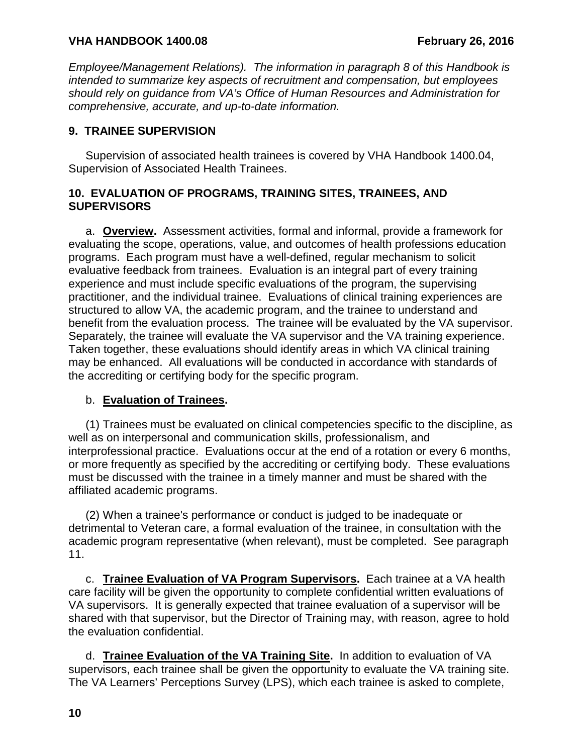*Employee/Management Relations). The information in paragraph 8 of this Handbook is intended to summarize key aspects of recruitment and compensation, but employees should rely on guidance from VA's Office of Human Resources and Administration for comprehensive, accurate, and up-to-date information.*

## 9. TRAINEE SUPERVISION

Supervision of associated health trainees is covered by VHA Handbook 1400.04, Supervision of Associated Health Trainees.

## 10. EVALUATION OF PROGRAMS, TRAINING SITES, TRAINEES, AND SUPERVISORS

a. **Overview.** Assessment activities, formal and informal, provide a framework for evaluating the scope, operations, value, and outcomes of health professions education programs. Each program must have a well-defined, regular mechanism to solicit evaluative feedback from trainees. Evaluation is an integral part of every training experience and must include specific evaluations of the program, the supervising practitioner, and the individual trainee. Evaluations of clinical training experiences are structured to allow VA, the academic program, and the trainee to understand and benefit from the evaluation process. The trainee will be evaluated by the VA supervisor. Separately, the trainee will evaluate the VA supervisor and the VA training experience. Taken together, these evaluations should identify areas in which VA clinical training may be enhanced. All evaluations will be conducted in accordance with standards of the accrediting or certifying body for the specific program.

b. **Evaluation of Trainees.**

(1) Trainees must be evaluated on clinical competencies specific to the discipline, as well as on interpersonal and communication skills, professionalism, and interprofessional practice. Evaluations occur at the end of a rotation or every 6 months, or more frequently as specified by the accrediting or certifying body. These evaluations must be discussed with the trainee in a timely manner and must be shared with the affiliated academic programs.

(2) When a trainee's performance or conduct is judged to be inadequate or detrimental to Veteran care, a formal evaluation of the trainee, in consultation with the academic program representative (when relevant), must be completed. See paragraph 11.

c. **Trainee Evaluation of VA Program Supervisors.** Each trainee at a VA health care facility will be given the opportunity to complete confidential written evaluations of VA supervisors. It is generally expected that trainee evaluation of a supervisor will be shared with that supervisor, but the Director of Training may, with reason, agree to hold the evaluation confidential.

d. **Trainee Evaluation of the VA Training Site.** In addition to evaluation of VA supervisors, each trainee shall be given the opportunity to evaluate the VA training site. The VA Learners' Perceptions Survey (LPS), which each trainee is asked to complete,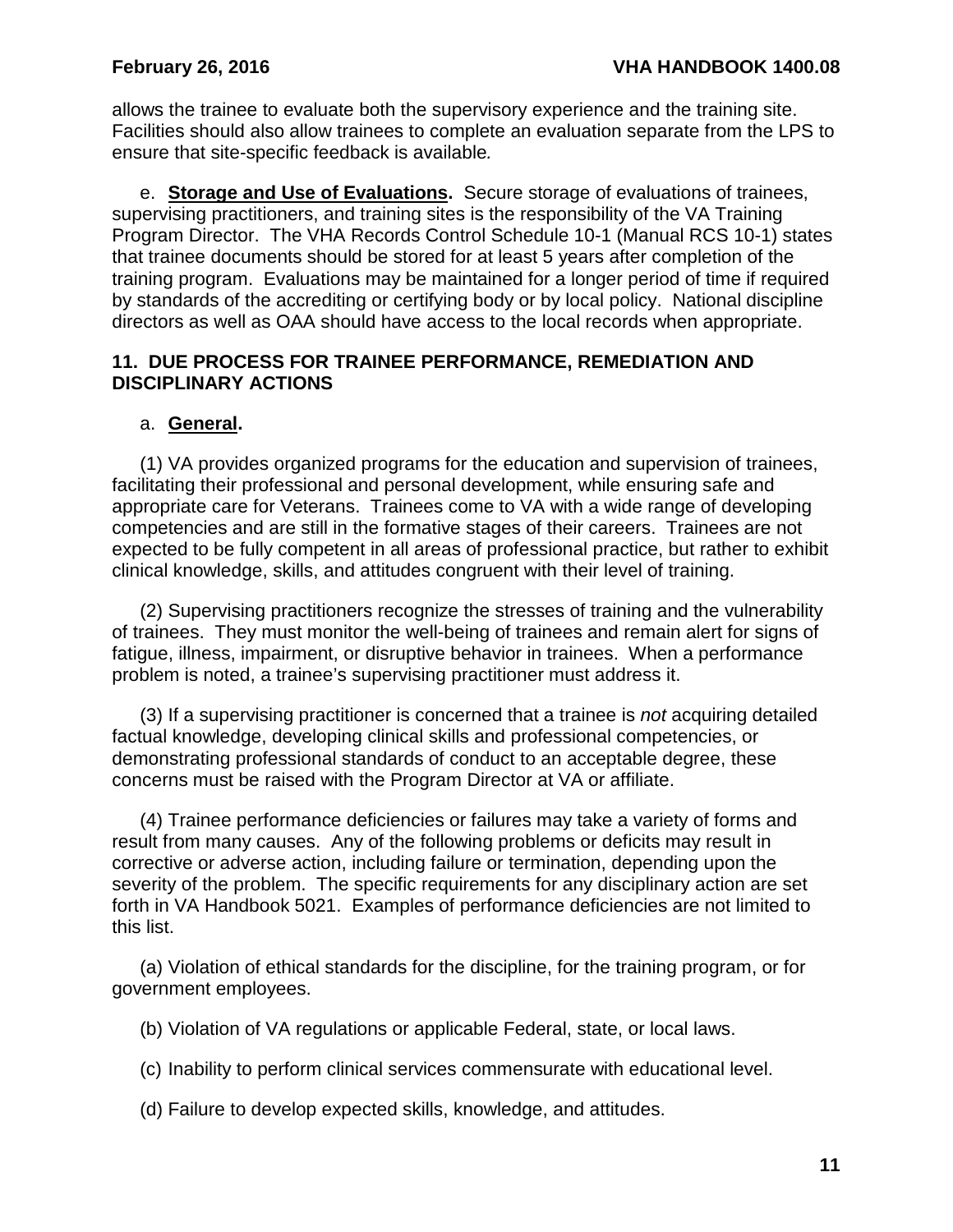allows the trainee to evaluate both the supervisory experience and the training site. Facilities should also allow trainees to complete an evaluation separate from the LPS to ensure that site-specific feedback is available*.*

e. **Storage and Use of Evaluations.** Secure storage of evaluations of trainees, supervising practitioners, and training sites is the responsibility of the VA Training Program Director. The VHA Records Control Schedule 10-1 (Manual RCS 10-1) states that trainee documents should be stored for at least 5 years after completion of the training program. Evaluations may be maintained for a longer period of time if required by standards of the accrediting or certifying body or by local policy. National discipline directors as well as OAA should have access to the local records when appropriate.

## 11. DUE PROCESS FOR TRAINEE PERFORMANCE, REMEDIATION AND DISCIPLINARY ACTIONS

a. **General.**

(1) VA provides organized programs for the education and supervision of trainees, facilitating their professional and personal development, while ensuring safe and appropriate care for Veterans. Trainees come to VA with a wide range of developing competencies and are still in the formative stages of their careers. Trainees are not expected to be fully competent in all areas of professional practice, but rather to exhibit clinical knowledge, skills, and attitudes congruent with their level of training.

(2) Supervising practitioners recognize the stresses of training and the vulnerability of trainees. They must monitor the well-being of trainees and remain alert for signs of fatigue, illness, impairment, or disruptive behavior in trainees. When a performance problem is noted, a trainee's supervising practitioner must address it.

(3) If a supervising practitioner is concerned that a trainee is *not* acquiring detailed factual knowledge, developing clinical skills and professional competencies, or demonstrating professional standards of conduct to an acceptable degree, these concerns must be raised with the Program Director at VA or affiliate.

(4) Trainee performance deficiencies or failures may take a variety of forms and result from many causes. Any of the following problems or deficits may result in corrective or adverse action, including failure or termination, depending upon the severity of the problem. The specific requirements for any disciplinary action are set forth in VA Handbook 5021. Examples of performance deficiencies are not limited to this list.

(a) Violation of ethical standards for the discipline, for the training program, or for government employees.

(b) Violation of VA regulations or applicable Federal, state, or local laws.

(c) Inability to perform clinical services commensurate with educational level.

(d) Failure to develop expected skills, knowledge, and attitudes.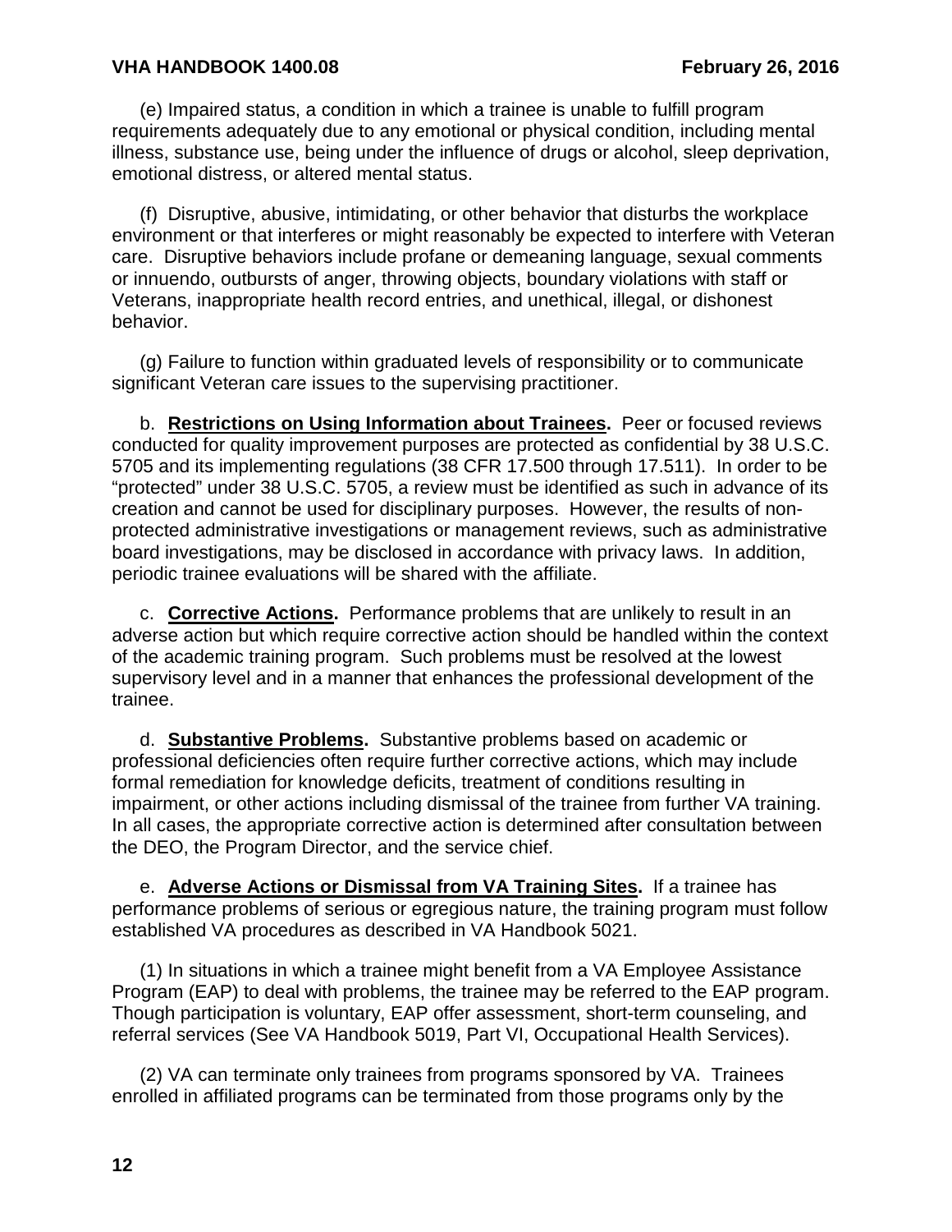(e) Impaired status, a condition in which a trainee is unable to fulfill program requirements adequately due to any emotional or physical condition, including mental illness, substance use, being under the influence of drugs or alcohol, sleep deprivation, emotional distress, or altered mental status.

(f) Disruptive, abusive, intimidating, or other behavior that disturbs the workplace environment or that interferes or might reasonably be expected to interfere with Veteran care. Disruptive behaviors include profane or demeaning language, sexual comments or innuendo, outbursts of anger, throwing objects, boundary violations with staff or Veterans, inappropriate health record entries, and unethical, illegal, or dishonest behavior.

(g) Failure to function within graduated levels of responsibility or to communicate significant Veteran care issues to the supervising practitioner.

b. **Restrictions on Using Information about Trainees.** Peer or focused reviews conducted for quality improvement purposes are protected as confidential by 38 U.S.C. 5705 and its implementing regulations (38 CFR 17.500 through 17.511). In order to be "protected" under 38 U.S.C. 5705, a review must be identified as such in advance of its creation and cannot be used for disciplinary purposes. However, the results of non-protected administrative investigations or management reviews, such as administrative board investigations, may be disclosed in accordance with privacy laws. In addition, periodic trainee evaluations will be shared with the affiliate.

c. **Corrective Actions.** Performance problems that are unlikely to result in an adverse action but which require corrective action should be handled within the context of the academic training program. Such problems must be resolved at the lowest supervisory level and in a manner that enhances the professional development of the trainee.

d. **Substantive Problems.** Substantive problems based on academic or professional deficiencies often require further corrective actions, which may include formal remediation for knowledge deficits, treatment of conditions resulting in impairment, or other actions including dismissal of the trainee from further VA training. In all cases, the appropriate corrective action is determined after consultation between the DEO, the Program Director, and the service chief.

e. **Adverse Actions or Dismissal from VA Training Sites.** If a trainee has performance problems of serious or egregious nature, the training program must follow established VA procedures as described in VA Handbook 5021.

(1) In situations in which a trainee might benefit from a VA Employee Assistance Program (EAP) to deal with problems, the trainee may be referred to the EAP program. Though participation is voluntary, EAP offer assessment, short-term counseling, and referral services (See VA Handbook 5019, Part VI, Occupational Health Services).

(2) VA can terminate only trainees from programs sponsored by VA. Trainees enrolled in affiliated programs can be terminated from those programs only by the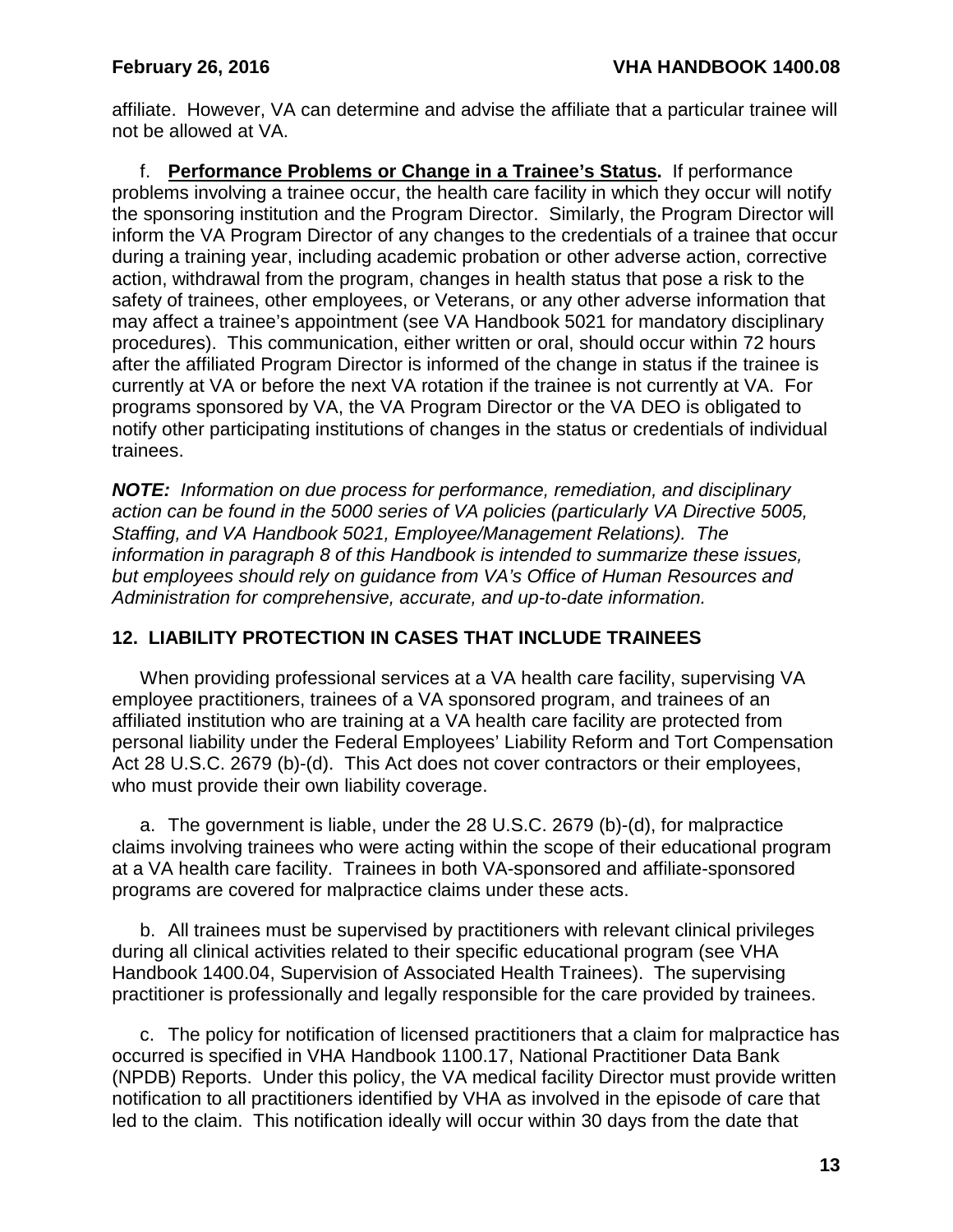affiliate. However, VA can determine and advise the affiliate that a particular trainee will not be allowed at VA.

f. **Performance Problems or Change in a Trainee's Status.** If performance problems involving a trainee occur, the health care facility in which they occur will notify the sponsoring institution and the Program Director. Similarly, the Program Director will inform the VA Program Director of any changes to the credentials of a trainee that occur during a training year, including academic probation or other adverse action, corrective action, withdrawal from the program, changes in health status that pose a risk to the safety of trainees, other employees, or Veterans, or any other adverse information that may affect a trainee's appointment (see VA Handbook 5021 for mandatory disciplinary procedures). This communication, either written or oral, should occur within 72 hours after the affiliated Program Director is informed of the change in status if the trainee is currently at VA or before the next VA rotation if the trainee is not currently at VA. For programs sponsored by VA, the VA Program Director or the VA DEO is obligated to notify other participating institutions of changes in the status or credentials of individual trainees.

***NOTE:*** *Information on due process for performance, remediation, and disciplinary action can be found in the 5000 series of VA policies (particularly VA Directive 5005, Staffing, and VA Handbook 5021, Employee/Management Relations). The information in paragraph 8 of this Handbook is intended to summarize these issues, but employees should rely on guidance from VA's Office of Human Resources and Administration for comprehensive, accurate, and up-to-date information.*

## 12. LIABILITY PROTECTION IN CASES THAT INCLUDE TRAINEES

When providing professional services at a VA health care facility, supervising VA employee practitioners, trainees of a VA sponsored program, and trainees of an affiliated institution who are training at a VA health care facility are protected from personal liability under the Federal Employees' Liability Reform and Tort Compensation Act 28 U.S.C. 2679 (b)-(d). This Act does not cover contractors or their employees, who must provide their own liability coverage.

a. The government is liable, under the 28 U.S.C. 2679 (b)-(d), for malpractice claims involving trainees who were acting within the scope of their educational program at a VA health care facility. Trainees in both VA-sponsored and affiliate-sponsored programs are covered for malpractice claims under these acts.

b. All trainees must be supervised by practitioners with relevant clinical privileges during all clinical activities related to their specific educational program (see VHA Handbook 1400.04, Supervision of Associated Health Trainees). The supervising practitioner is professionally and legally responsible for the care provided by trainees.

c. The policy for notification of licensed practitioners that a claim for malpractice has occurred is specified in VHA Handbook 1100.17, National Practitioner Data Bank (NPDB) Reports. Under this policy, the VA medical facility Director must provide written notification to all practitioners identified by VHA as involved in the episode of care that led to the claim. This notification ideally will occur within 30 days from the date that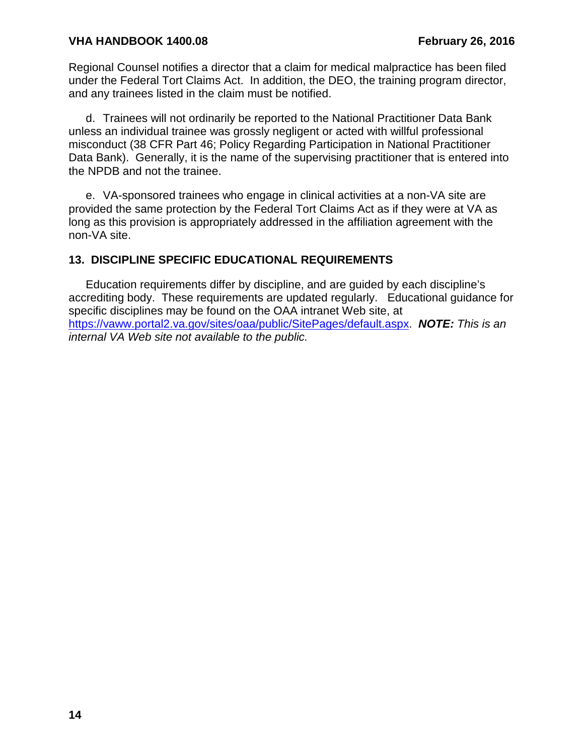Regional Counsel notifies a director that a claim for medical malpractice has been filed under the Federal Tort Claims Act. In addition, the DEO, the training program director, and any trainees listed in the claim must be notified.

d. Trainees will not ordinarily be reported to the National Practitioner Data Bank unless an individual trainee was grossly negligent or acted with willful professional misconduct (38 CFR Part 46; Policy Regarding Participation in National Practitioner Data Bank). Generally, it is the name of the supervising practitioner that is entered into the NPDB and not the trainee.

e. VA-sponsored trainees who engage in clinical activities at a non-VA site are provided the same protection by the Federal Tort Claims Act as if they were at VA as long as this provision is appropriately addressed in the affiliation agreement with the non-VA site.

## 13. DISCIPLINE SPECIFIC EDUCATIONAL REQUIREMENTS

Education requirements differ by discipline, and are guided by each discipline's accrediting body. These requirements are updated regularly. Educational guidance for specific disciplines may be found on the OAA intranet Web site, at https://vaww.portal2.va.gov/sites/oaa/public/SitePages/default.aspx. ***NOTE:*** *This is an internal VA Web site not available to the public.*